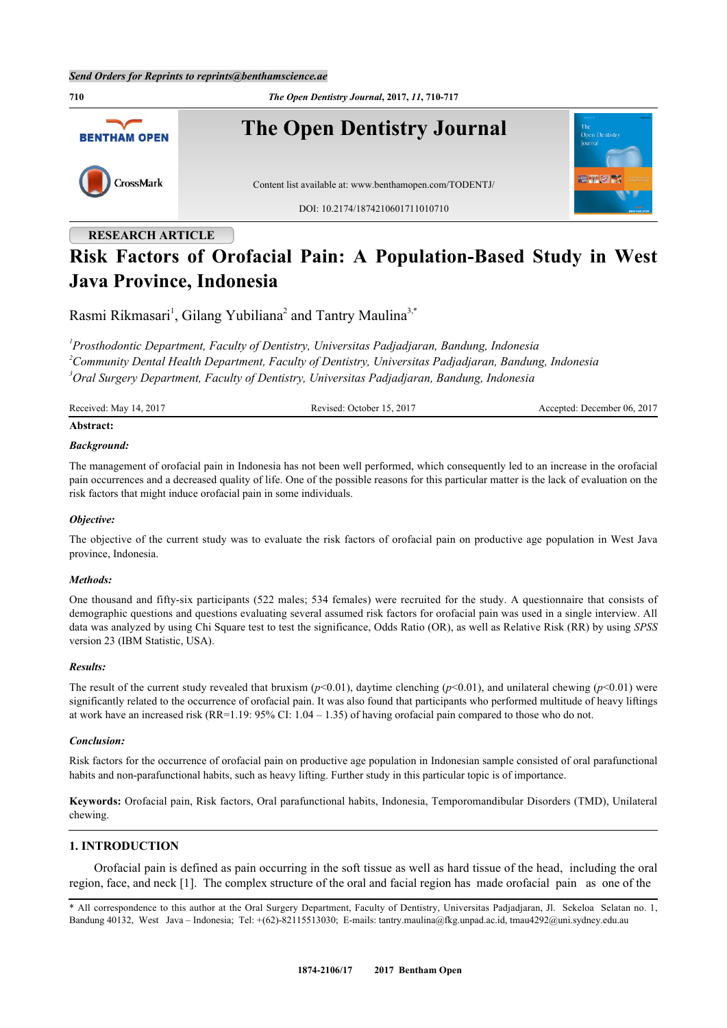RESEARCH ARTICLE

# Risk Factors of Orofacial Pain: A Population-Based Study in West Java Province, Indonesia

Rasmi Rikmasari[1], Gilang Yubiliana[2] and Tantry Maulina[3,*]

[1]Prosthodontic Department, Faculty of Dentistry, Universitas Padjadjaran, Bandung, Indonesia
[2]Community Dental Health Department, Faculty of Dentistry, Universitas Padjadjaran, Bandung, Indonesia
[3]Oral Surgery Department, Faculty of Dentistry, Universitas Padjadjaran, Bandung, Indonesia

Received: May 14, 2017 | Revised: October 15, 2017 | Accepted: December 06, 2017

**Abstract:**

***Background:***

The management of orofacial pain in Indonesia has not been well performed, which consequently led to an increase in the orofacial pain occurrences and a decreased quality of life. One of the possible reasons for this particular matter is the lack of evaluation on the risk factors that might induce orofacial pain in some individuals.

***Objective:***

The objective of the current study was to evaluate the risk factors of orofacial pain on productive age population in West Java province, Indonesia.

***Methods:***

One thousand and fifty-six participants (522 males; 534 females) were recruited for the study. A questionnaire that consists of demographic questions and questions evaluating several assumed risk factors for orofacial pain was used in a single interview. All data was analyzed by using Chi Square test to test the significance, Odds Ratio (OR), as well as Relative Risk (RR) by using *SPSS* version 23 (IBM Statistic, USA).

***Results:***

The result of the current study revealed that bruxism ($p<0.01$), daytime clenching ($p<0.01$), and unilateral chewing ($p<0.01$) were significantly related to the occurrence of orofacial pain. It was also found that participants who performed multitude of heavy liftings at work have an increased risk (RR=1.19: 95% CI: 1.04 – 1.35) of having orofacial pain compared to those who do not.

***Conclusion:***

Risk factors for the occurrence of orofacial pain on productive age population in Indonesian sample consisted of oral parafunctional habits and non-parafunctional habits, such as heavy lifting. Further study in this particular topic is of importance.

**Keywords:** Orofacial pain, Risk factors, Oral parafunctional habits, Indonesia, Temporomandibular Disorders (TMD), Unilateral chewing.

## 1. INTRODUCTION

Orofacial pain is defined as pain occurring in the soft tissue as well as hard tissue of the head, including the oral region, face, and neck [1]. The complex structure of the oral and facial region has made orofacial pain as one of the

* All correspondence to this author at the Oral Surgery Department, Faculty of Dentistry, Universitas Padjadjaran, Jl. Sekeloa Selatan no. 1, Bandung 40132, West Java – Indonesia; Tel: +(62)-82115513030; E-mails: tantry.maulina@fkg.unpad.ac.id, tmau4292@uni.sydney.edu.au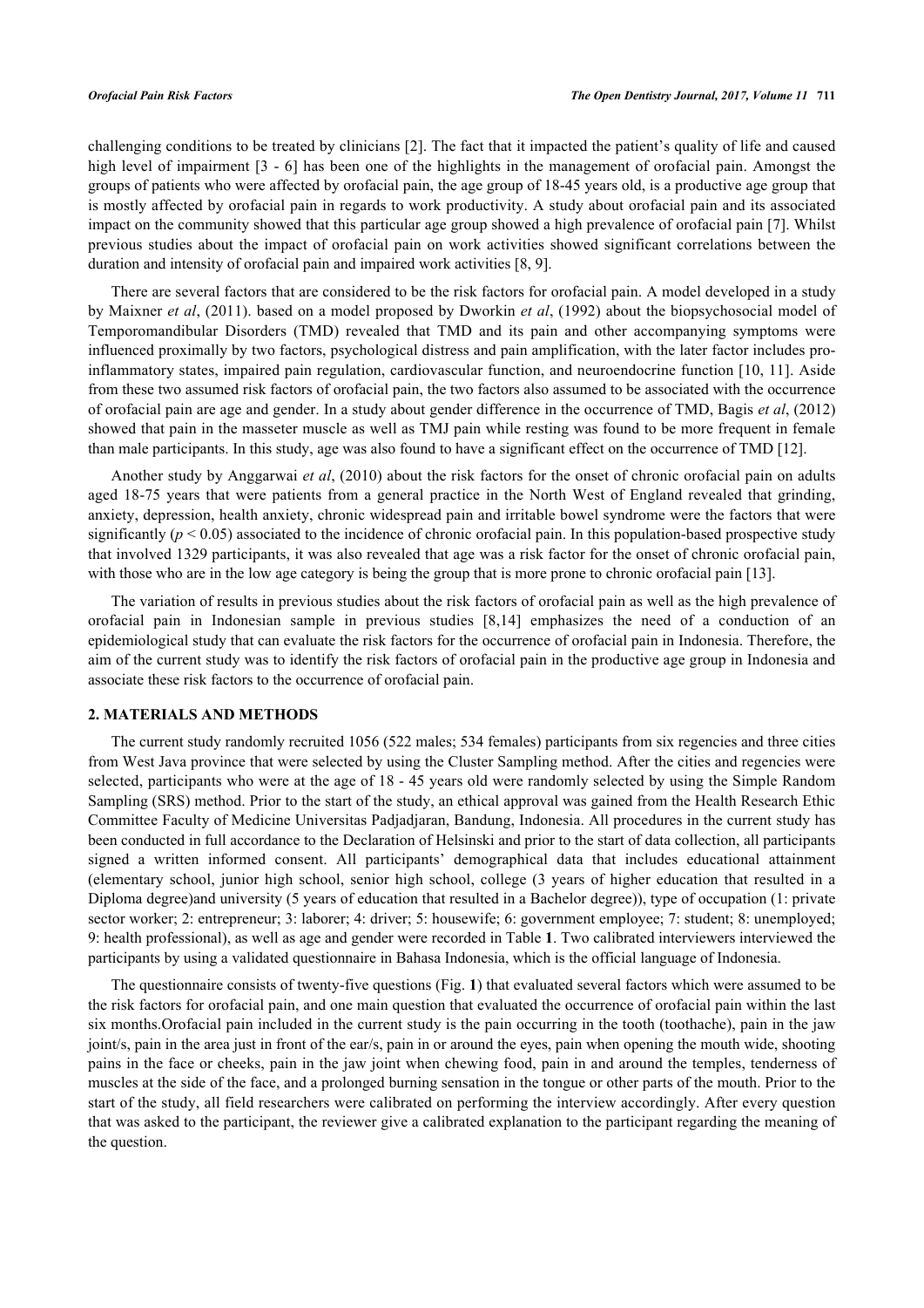challenging conditions to be treated by clinicians [2]. The fact that it impacted the patient's quality of life and caused high level of impairment [3 - 6] has been one of the highlights in the management of orofacial pain. Amongst the groups of patients who were affected by orofacial pain, the age group of 18-45 years old, is a productive age group that is mostly affected by orofacial pain in regards to work productivity. A study about orofacial pain and its associated impact on the community showed that this particular age group showed a high prevalence of orofacial pain [7]. Whilst previous studies about the impact of orofacial pain on work activities showed significant correlations between the duration and intensity of orofacial pain and impaired work activities [8, 9].

There are several factors that are considered to be the risk factors for orofacial pain. A model developed in a study by Maixner *et al*, (2011). based on a model proposed by Dworkin *et al*, (1992) about the biopsychosocial model of Temporomandibular Disorders (TMD) revealed that TMD and its pain and other accompanying symptoms were influenced proximally by two factors, psychological distress and pain amplification, with the later factor includes pro-inflammatory states, impaired pain regulation, cardiovascular function, and neuroendocrine function [10, 11]. Aside from these two assumed risk factors of orofacial pain, the two factors also assumed to be associated with the occurrence of orofacial pain are age and gender. In a study about gender difference in the occurrence of TMD, Bagis *et al*, (2012) showed that pain in the masseter muscle as well as TMJ pain while resting was found to be more frequent in female than male participants. In this study, age was also found to have a significant effect on the occurrence of TMD [12].

Another study by Anggarwai *et al*, (2010) about the risk factors for the onset of chronic orofacial pain on adults aged 18-75 years that were patients from a general practice in the North West of England revealed that grinding, anxiety, depression, health anxiety, chronic widespread pain and irritable bowel syndrome were the factors that were significantly ($p < 0.05$) associated to the incidence of chronic orofacial pain. In this population-based prospective study that involved 1329 participants, it was also revealed that age was a risk factor for the onset of chronic orofacial pain, with those who are in the low age category is being the group that is more prone to chronic orofacial pain [13].

The variation of results in previous studies about the risk factors of orofacial pain as well as the high prevalence of orofacial pain in Indonesian sample in previous studies [8,14] emphasizes the need of a conduction of an epidemiological study that can evaluate the risk factors for the occurrence of orofacial pain in Indonesia. Therefore, the aim of the current study was to identify the risk factors of orofacial pain in the productive age group in Indonesia and associate these risk factors to the occurrence of orofacial pain.

## 2. MATERIALS AND METHODS

The current study randomly recruited 1056 (522 males; 534 females) participants from six regencies and three cities from West Java province that were selected by using the Cluster Sampling method. After the cities and regencies were selected, participants who were at the age of 18 - 45 years old were randomly selected by using the Simple Random Sampling (SRS) method. Prior to the start of the study, an ethical approval was gained from the Health Research Ethic Committee Faculty of Medicine Universitas Padjadjaran, Bandung, Indonesia. All procedures in the current study has been conducted in full accordance to the Declaration of Helsinski and prior to the start of data collection, all participants signed a written informed consent. All participants' demographical data that includes educational attainment (elementary school, junior high school, senior high school, college (3 years of higher education that resulted in a Diploma degree)and university (5 years of education that resulted in a Bachelor degree)), type of occupation (1: private sector worker; 2: entrepreneur; 3: laborer; 4: driver; 5: housewife; 6: government employee; 7: student; 8: unemployed; 9: health professional), as well as age and gender were recorded in Table **1**. Two calibrated interviewers interviewed the participants by using a validated questionnaire in Bahasa Indonesia, which is the official language of Indonesia.

The questionnaire consists of twenty-five questions (Fig. **1**) that evaluated several factors which were assumed to be the risk factors for orofacial pain, and one main question that evaluated the occurrence of orofacial pain within the last six months.Orofacial pain included in the current study is the pain occurring in the tooth (toothache), pain in the jaw joint/s, pain in the area just in front of the ear/s, pain in or around the eyes, pain when opening the mouth wide, shooting pains in the face or cheeks, pain in the jaw joint when chewing food, pain in and around the temples, tenderness of muscles at the side of the face, and a prolonged burning sensation in the tongue or other parts of the mouth. Prior to the start of the study, all field researchers were calibrated on performing the interview accordingly. After every question that was asked to the participant, the reviewer give a calibrated explanation to the participant regarding the meaning of the question.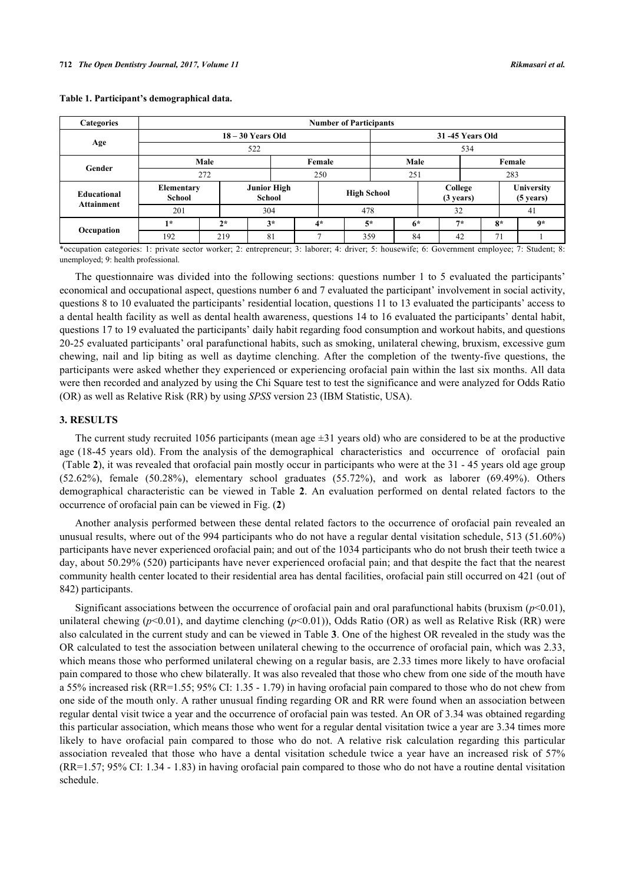**Table 1. Participant's demographical data.**

| Categories | Number of Participants | | | | | | | | |
|---|---|---|---|---|---|---|---|---|---|
| Age | 18 – 30 Years Old | | | | | 31 -45 Years Old | | | |
| | 522 | | | | | 534 | | | |
| Gender | Male | | | Female | | Male | | Female | |
| | 272 | | | 250 | | 251 | | 283 | |
| Educational Attainment | Elementary School | Junior High School | | High School | | | College (3 years) | University (5 years) | |
| | 201 | 304 | | 478 | | | 32 | 41 | |
| Occupation | 1* | 2* | 3* | 4* | 5* | 6* | 7* | 8* | 9* |
| | 192 | 219 | 81 | 7 | 359 | 84 | 42 | 71 | 1 |

*occupation categories: 1: private sector worker; 2: entrepreneur; 3: laborer; 4: driver; 5: housewife; 6: Government employee; 7: Student; 8: unemployed; 9: health professional.

The questionnaire was divided into the following sections: questions number 1 to 5 evaluated the participants' economical and occupational aspect, questions number 6 and 7 evaluated the participant' involvement in social activity, questions 8 to 10 evaluated the participants' residential location, questions 11 to 13 evaluated the participants' access to a dental health facility as well as dental health awareness, questions 14 to 16 evaluated the participants' dental habit, questions 17 to 19 evaluated the participants' daily habit regarding food consumption and workout habits, and questions 20-25 evaluated participants' oral parafunctional habits, such as smoking, unilateral chewing, bruxism, excessive gum chewing, nail and lip biting as well as daytime clenching. After the completion of the twenty-five questions, the participants were asked whether they experienced or experiencing orofacial pain within the last six months. All data were then recorded and analyzed by using the Chi Square test to test the significance and were analyzed for Odds Ratio (OR) as well as Relative Risk (RR) by using *SPSS* version 23 (IBM Statistic, USA).

## 3. RESULTS

The current study recruited 1056 participants (mean age ±31 years old) who are considered to be at the productive age (18-45 years old). From the analysis of the demographical characteristics and occurrence of orofacial pain (Table **2**), it was revealed that orofacial pain mostly occur in participants who were at the 31 - 45 years old age group (52.62%), female (50.28%), elementary school graduates (55.72%), and work as laborer (69.49%). Others demographical characteristic can be viewed in Table **2**. An evaluation performed on dental related factors to the occurrence of orofacial pain can be viewed in Fig. (**2**)

Another analysis performed between these dental related factors to the occurrence of orofacial pain revealed an unusual results, where out of the 994 participants who do not have a regular dental visitation schedule, 513 (51.60%) participants have never experienced orofacial pain; and out of the 1034 participants who do not brush their teeth twice a day, about 50.29% (520) participants have never experienced orofacial pain; and that despite the fact that the nearest community health center located to their residential area has dental facilities, orofacial pain still occurred on 421 (out of 842) participants.

Significant associations between the occurrence of orofacial pain and oral parafunctional habits (bruxism ($p<0.01$), unilateral chewing ($p<0.01$), and daytime clenching ($p<0.01$)), Odds Ratio (OR) as well as Relative Risk (RR) were also calculated in the current study and can be viewed in Table **3**. One of the highest OR revealed in the study was the OR calculated to test the association between unilateral chewing to the occurrence of orofacial pain, which was 2.33, which means those who performed unilateral chewing on a regular basis, are 2.33 times more likely to have orofacial pain compared to those who chew bilaterally. It was also revealed that those who chew from one side of the mouth have a 55% increased risk (RR=1.55; 95% CI: 1.35 - 1.79) in having orofacial pain compared to those who do not chew from one side of the mouth only. A rather unusual finding regarding OR and RR were found when an association between regular dental visit twice a year and the occurrence of orofacial pain was tested. An OR of 3.34 was obtained regarding this particular association, which means those who went for a regular dental visitation twice a year are 3.34 times more likely to have orofacial pain compared to those who do not. A relative risk calculation regarding this particular association revealed that those who have a dental visitation schedule twice a year have an increased risk of 57% (RR=1.57; 95% CI: 1.34 - 1.83) in having orofacial pain compared to those who do not have a routine dental visitation schedule.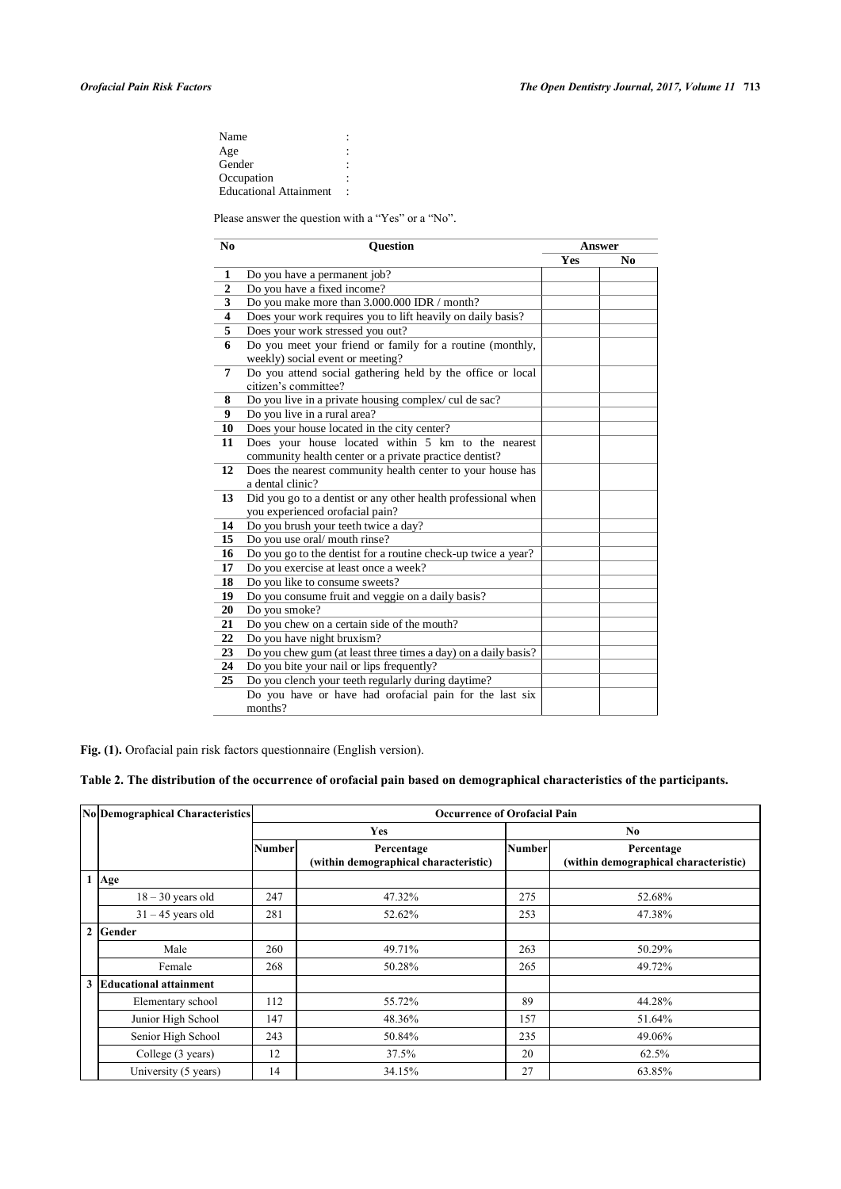Name :
Age :
Gender :
Occupation :
Educational Attainment :

Please answer the question with a "Yes" or a "No".

| No | Question | Answer | |
|---|---|---|---|
| | | Yes | No |
| 1 | Do you have a permanent job? | | |
| 2 | Do you have a fixed income? | | |
| 3 | Do you make more than 3.000.000 IDR / month? | | |
| 4 | Does your work requires you to lift heavily on daily basis? | | |
| 5 | Does your work stressed you out? | | |
| 6 | Do you meet your friend or family for a routine (monthly, weekly) social event or meeting? | | |
| 7 | Do you attend social gathering held by the office or local citizen's committee? | | |
| 8 | Do you live in a private housing complex/ cul de sac? | | |
| 9 | Do you live in a rural area? | | |
| 10 | Does your house located in the city center? | | |
| 11 | Does your house located within 5 km to the nearest community health center or a private practice dentist? | | |
| 12 | Does the nearest community health center to your house has a dental clinic? | | |
| 13 | Did you go to a dentist or any other health professional when you experienced orofacial pain? | | |
| 14 | Do you brush your teeth twice a day? | | |
| 15 | Do you use oral/ mouth rinse? | | |
| 16 | Do you go to the dentist for a routine check-up twice a year? | | |
| 17 | Do you exercise at least once a week? | | |
| 18 | Do you like to consume sweets? | | |
| 19 | Do you consume fruit and veggie on a daily basis? | | |
| 20 | Do you smoke? | | |
| 21 | Do you chew on a certain side of the mouth? | | |
| 22 | Do you have night bruxism? | | |
| 23 | Do you chew gum (at least three times a day) on a daily basis? | | |
| 24 | Do you bite your nail or lips frequently? | | |
| 25 | Do you clench your teeth regularly during daytime? | | |
| | Do you have or have had orofacial pain for the last six months? | | |

**Fig. (1).** Orofacial pain risk factors questionnaire (English version).

**Table 2. The distribution of the occurrence of orofacial pain based on demographical characteristics of the participants.**

| No | Demographical Characteristics | Occurrence of Orofacial Pain | | | |
|---|---|---|---|---|---|
| | | Yes | | No | |
| | | Number | Percentage (within demographical characteristic) | Number | Percentage (within demographical characteristic) |
| 1 | **Age** | | | | |
| | 18 – 30 years old | 247 | 47.32% | 275 | 52.68% |
| | 31 – 45 years old | 281 | 52.62% | 253 | 47.38% |
| 2 | **Gender** | | | | |
| | Male | 260 | 49.71% | 263 | 50.29% |
| | Female | 268 | 50.28% | 265 | 49.72% |
| 3 | **Educational attainment** | | | | |
| | Elementary school | 112 | 55.72% | 89 | 44.28% |
| | Junior High School | 147 | 48.36% | 157 | 51.64% |
| | Senior High School | 243 | 50.84% | 235 | 49.06% |
| | College (3 years) | 12 | 37.5% | 20 | 62.5% |
| | University (5 years) | 14 | 34.15% | 27 | 63.85% |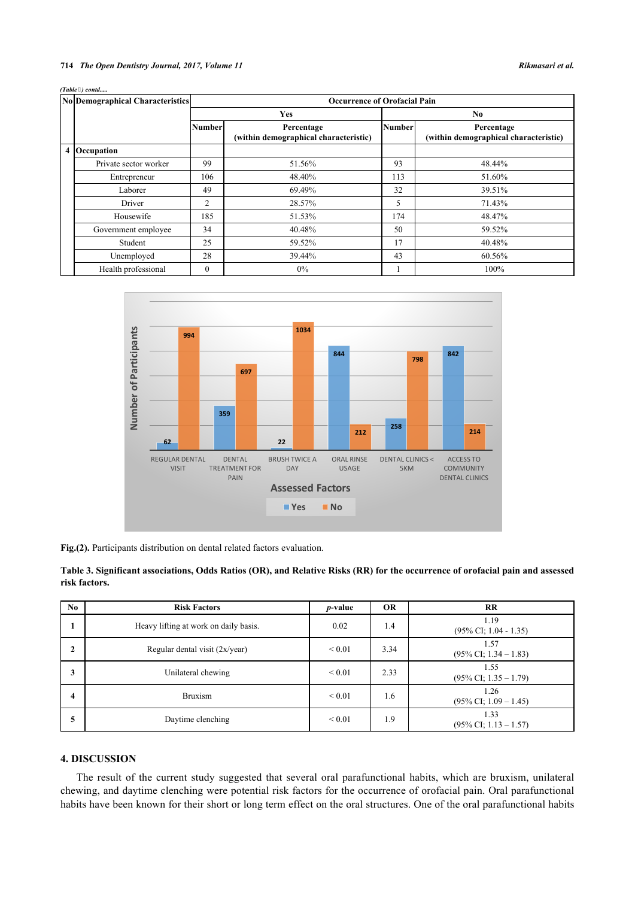*(Table 2) contd.....*

| No | Demographical Characteristics | Occurrence of Orofacial Pain | | | |
|---|---|---|---|---|---|
| | | Yes | | No | |
| | | Number | Percentage (within demographical characteristic) | Number | Percentage (within demographical characteristic) |
| 4 | **Occupation** | | | | |
| | Private sector worker | 99 | 51.56% | 93 | 48.44% |
| | Entrepreneur | 106 | 48.40% | 113 | 51.60% |
| | Laborer | 49 | 69.49% | 32 | 39.51% |
| | Driver | 2 | 28.57% | 5 | 71.43% |
| | Housewife | 185 | 51.53% | 174 | 48.47% |
| | Government employee | 34 | 40.48% | 50 | 59.52% |
| | Student | 25 | 59.52% | 17 | 40.48% |
| | Unemployed | 28 | 39.44% | 43 | 60.56% |
| | Health professional | 0 | 0% | 1 | 100% |

**Fig.(2).** Participants distribution on dental related factors evaluation.

**Table 3. Significant associations, Odds Ratios (OR), and Relative Risks (RR) for the occurrence of orofacial pain and assessed risk factors.**

| No | Risk Factors | *p*-value | OR | RR |
|---|---|---|---|---|
| 1 | Heavy lifting at work on daily basis. | 0.02 | 1.4 | 1.19 (95% CI; 1.04 - 1.35) |
| 2 | Regular dental visit (2x/year) | < 0.01 | 3.34 | 1.57 (95% CI; 1.34 – 1.83) |
| 3 | Unilateral chewing | < 0.01 | 2.33 | 1.55 (95% CI; 1.35 – 1.79) |
| 4 | Bruxism | < 0.01 | 1.6 | 1.26 (95% CI; 1.09 – 1.45) |
| 5 | Daytime clenching | < 0.01 | 1.9 | 1.33 (95% CI; 1.13 – 1.57) |

## 4. DISCUSSION

The result of the current study suggested that several oral parafunctional habits, which are bruxism, unilateral chewing, and daytime clenching were potential risk factors for the occurrence of orofacial pain. Oral parafunctional habits have been known for their short or long term effect on the oral structures. One of the oral parafunctional habits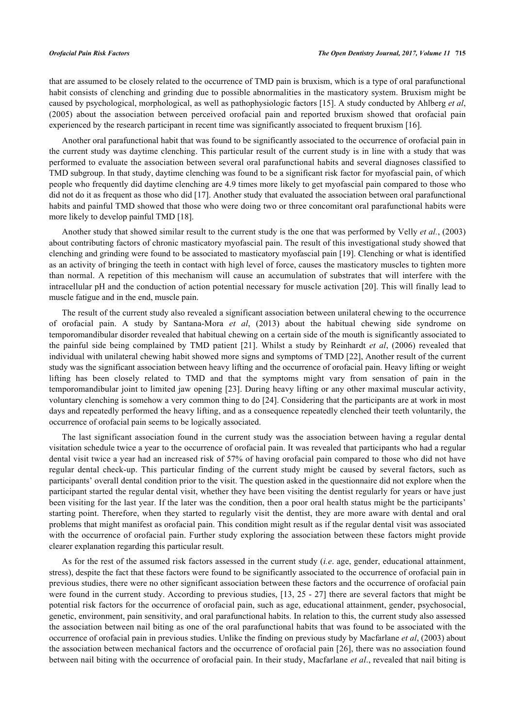that are assumed to be closely related to the occurrence of TMD pain is bruxism, which is a type of oral parafunctional habit consists of clenching and grinding due to possible abnormalities in the masticatory system. Bruxism might be caused by psychological, morphological, as well as pathophysiologic factors [15]. A study conducted by Ahlberg *et al*, (2005) about the association between perceived orofacial pain and reported bruxism showed that orofacial pain experienced by the research participant in recent time was significantly associated to frequent bruxism [16].

Another oral parafunctional habit that was found to be significantly associated to the occurrence of orofacial pain in the current study was daytime clenching. This particular result of the current study is in line with a study that was performed to evaluate the association between several oral parafunctional habits and several diagnoses classified to TMD subgroup. In that study, daytime clenching was found to be a significant risk factor for myofascial pain, of which people who frequently did daytime clenching are 4.9 times more likely to get myofascial pain compared to those who did not do it as frequent as those who did [17]. Another study that evaluated the association between oral parafunctional habits and painful TMD showed that those who were doing two or three concomitant oral parafunctional habits were more likely to develop painful TMD [18].

Another study that showed similar result to the current study is the one that was performed by Velly *et al.*, (2003) about contributing factors of chronic masticatory myofascial pain. The result of this investigational study showed that clenching and grinding were found to be associated to masticatory myofascial pain [19]. Clenching or what is identified as an activity of bringing the teeth in contact with high level of force, causes the masticatory muscles to tighten more than normal. A repetition of this mechanism will cause an accumulation of substrates that will interfere with the intracellular pH and the conduction of action potential necessary for muscle activation [20]. This will finally lead to muscle fatigue and in the end, muscle pain.

The result of the current study also revealed a significant association between unilateral chewing to the occurrence of orofacial pain. A study by Santana-Mora *et al*, (2013) about the habitual chewing side syndrome on temporomandibular disorder revealed that habitual chewing on a certain side of the mouth is significantly associated to the painful side being complained by TMD patient [21]. Whilst a study by Reinhardt *et al*, (2006) revealed that individual with unilateral chewing habit showed more signs and symptoms of TMD [22], Another result of the current study was the significant association between heavy lifting and the occurrence of orofacial pain. Heavy lifting or weight lifting has been closely related to TMD and that the symptoms might vary from sensation of pain in the temporomandibular joint to limited jaw opening [23]. During heavy lifting or any other maximal muscular activity, voluntary clenching is somehow a very common thing to do [24]. Considering that the participants are at work in most days and repeatedly performed the heavy lifting, and as a consequence repeatedly clenched their teeth voluntarily, the occurrence of orofacial pain seems to be logically associated.

The last significant association found in the current study was the association between having a regular dental visitation schedule twice a year to the occurrence of orofacial pain. It was revealed that participants who had a regular dental visit twice a year had an increased risk of 57% of having orofacial pain compared to those who did not have regular dental check-up. This particular finding of the current study might be caused by several factors, such as participants' overall dental condition prior to the visit. The question asked in the questionnaire did not explore when the participant started the regular dental visit, whether they have been visiting the dentist regularly for years or have just been visiting for the last year. If the later was the condition, then a poor oral health status might be the participants' starting point. Therefore, when they started to regularly visit the dentist, they are more aware with dental and oral problems that might manifest as orofacial pain. This condition might result as if the regular dental visit was associated with the occurrence of orofacial pain. Further study exploring the association between these factors might provide clearer explanation regarding this particular result.

As for the rest of the assumed risk factors assessed in the current study (*i.e*. age, gender, educational attainment, stress), despite the fact that these factors were found to be significantly associated to the occurrence of orofacial pain in previous studies, there were no other significant association between these factors and the occurrence of orofacial pain were found in the current study. According to previous studies, [13, 25 - 27] there are several factors that might be potential risk factors for the occurrence of orofacial pain, such as age, educational attainment, gender, psychosocial, genetic, environment, pain sensitivity, and oral parafunctional habits. In relation to this, the current study also assessed the association between nail biting as one of the oral parafunctional habits that was found to be associated with the occurrence of orofacial pain in previous studies. Unlike the finding on previous study by Macfarlane *et al*, (2003) about the association between mechanical factors and the occurrence of orofacial pain [26], there was no association found between nail biting with the occurrence of orofacial pain. In their study, Macfarlane *et al*., revealed that nail biting is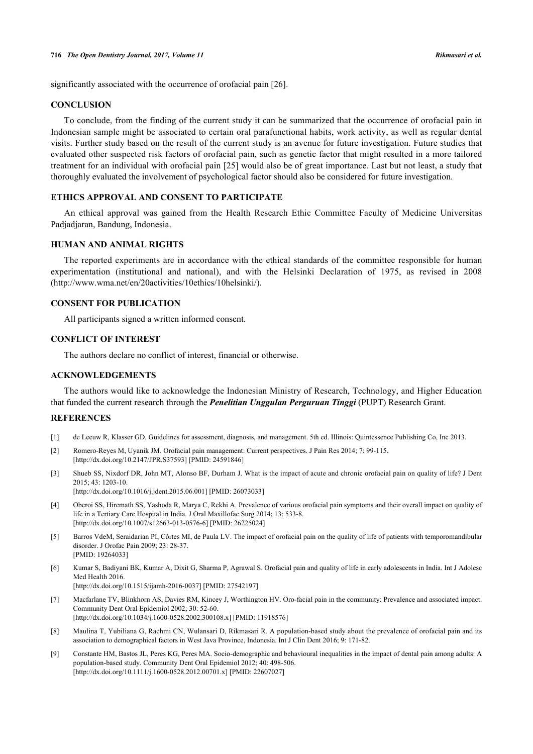significantly associated with the occurrence of orofacial pain [26].

## CONCLUSION

To conclude, from the finding of the current study it can be summarized that the occurrence of orofacial pain in Indonesian sample might be associated to certain oral parafunctional habits, work activity, as well as regular dental visits. Further study based on the result of the current study is an avenue for future investigation. Future studies that evaluated other suspected risk factors of orofacial pain, such as genetic factor that might resulted in a more tailored treatment for an individual with orofacial pain [25] would also be of great importance. Last but not least, a study that thoroughly evaluated the involvement of psychological factor should also be considered for future investigation.

## ETHICS APPROVAL AND CONSENT TO PARTICIPATE

An ethical approval was gained from the Health Research Ethic Committee Faculty of Medicine Universitas Padjadjaran, Bandung, Indonesia.

## HUMAN AND ANIMAL RIGHTS

The reported experiments are in accordance with the ethical standards of the committee responsible for human experimentation (institutional and national), and with the Helsinki Declaration of 1975, as revised in 2008 (http://www.wma.net/en/20activities/10ethics/10helsinki/).

## CONSENT FOR PUBLICATION

All participants signed a written informed consent.

## CONFLICT OF INTEREST

The authors declare no conflict of interest, financial or otherwise.

## ACKNOWLEDGEMENTS

The authors would like to acknowledge the Indonesian Ministry of Research, Technology, and Higher Education that funded the current research through the ***Penelitian Unggulan Perguruan Tinggi*** (PUPT) Research Grant.

## REFERENCES

[1] de Leeuw R, Klasser GD. Guidelines for assessment, diagnosis, and management. 5th ed. Illinois: Quintessence Publishing Co, Inc 2013.

[2] Romero-Reyes M, Uyanik JM. Orofacial pain management: Current perspectives. J Pain Res 2014; 7: 99-115. [http://dx.doi.org/10.2147/JPR.S37593] [PMID: 24591846]

[3] Shueb SS, Nixdorf DR, John MT, Alonso BF, Durham J. What is the impact of acute and chronic orofacial pain on quality of life? J Dent 2015; 43: 1203-10. [http://dx.doi.org/10.1016/j.jdent.2015.06.001] [PMID: 26073033]

[4] Oberoi SS, Hiremath SS, Yashoda R, Marya C, Rekhi A. Prevalence of various orofacial pain symptoms and their overall impact on quality of life in a Tertiary Care Hospital in India. J Oral Maxillofac Surg 2014; 13: 533-8. [http://dx.doi.org/10.1007/s12663-013-0576-6] [PMID: 26225024]

[5] Barros VdeM, Seraidarian PI, Côrtes MI, de Paula LV. The impact of orofacial pain on the quality of life of patients with temporomandibular disorder. J Orofac Pain 2009; 23: 28-37. [PMID: 19264033]

[6] Kumar S, Badiyani BK, Kumar A, Dixit G, Sharma P, Agrawal S. Orofacial pain and quality of life in early adolescents in India. Int J Adolesc Med Health 2016. [http://dx.doi.org/10.1515/ijamh-2016-0037] [PMID: 27542197]

[7] Macfarlane TV, Blinkhorn AS, Davies RM, Kincey J, Worthington HV. Oro-facial pain in the community: Prevalence and associated impact. Community Dent Oral Epidemiol 2002; 30: 52-60. [http://dx.doi.org/10.1034/j.1600-0528.2002.300108.x] [PMID: 11918576]

[8] Maulina T, Yubiliana G, Rachmi CN, Wulansari D, Rikmasari R. A population-based study about the prevalence of orofacial pain and its association to demographical factors in West Java Province, Indonesia. Int J Clin Dent 2016; 9: 171-82.

[9] Constante HM, Bastos JL, Peres KG, Peres MA. Socio-demographic and behavioural inequalities in the impact of dental pain among adults: A population-based study. Community Dent Oral Epidemiol 2012; 40: 498-506. [http://dx.doi.org/10.1111/j.1600-0528.2012.00701.x] [PMID: 22607027]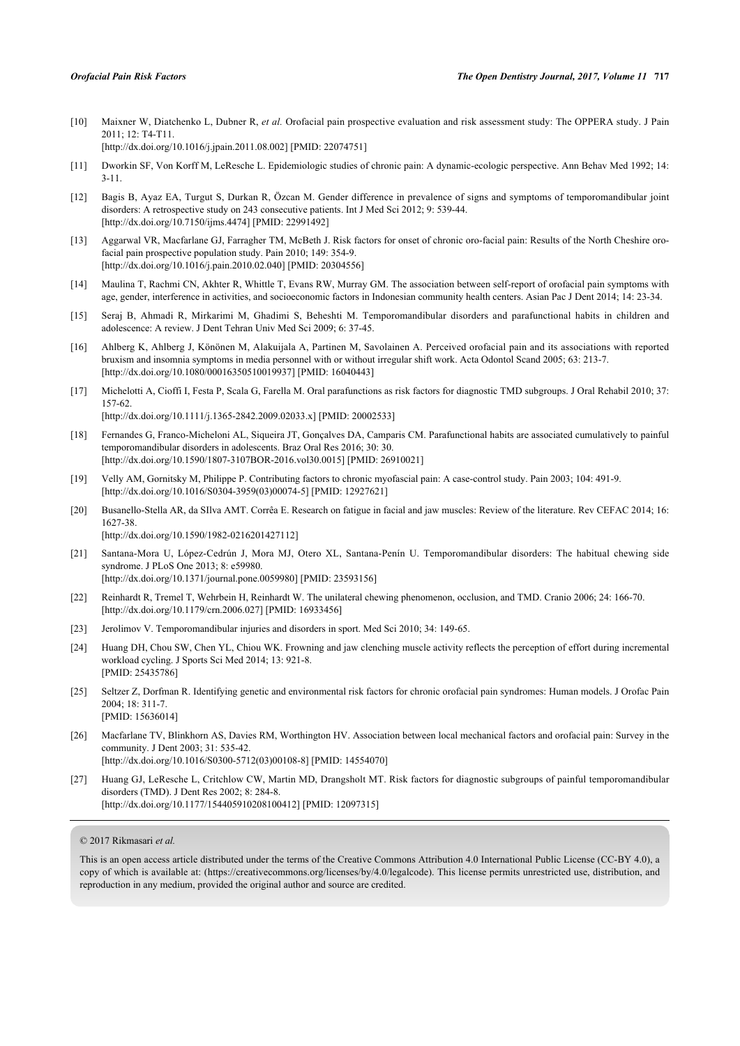[10] Maixner W, Diatchenko L, Dubner R, *et al.* Orofacial pain prospective evaluation and risk assessment study: The OPPERA study. J Pain 2011; 12: T4-T11.
[http://dx.doi.org/10.1016/j.jpain.2011.08.002] [PMID: 22074751]

[11] Dworkin SF, Von Korff M, LeResche L. Epidemiologic studies of chronic pain: A dynamic-ecologic perspective. Ann Behav Med 1992; 14: 3-11.

[12] Bagis B, Ayaz EA, Turgut S, Durkan R, Özcan M. Gender difference in prevalence of signs and symptoms of temporomandibular joint disorders: A retrospective study on 243 consecutive patients. Int J Med Sci 2012; 9: 539-44.
[http://dx.doi.org/10.7150/ijms.4474] [PMID: 22991492]

[13] Aggarwal VR, Macfarlane GJ, Farragher TM, McBeth J. Risk factors for onset of chronic oro-facial pain: Results of the North Cheshire oro-facial pain prospective population study. Pain 2010; 149: 354-9.
[http://dx.doi.org/10.1016/j.pain.2010.02.040] [PMID: 20304556]

[14] Maulina T, Rachmi CN, Akhter R, Whittle T, Evans RW, Murray GM. The association between self-report of orofacial pain symptoms with age, gender, interference in activities, and socioeconomic factors in Indonesian community health centers. Asian Pac J Dent 2014; 14: 23-34.

[15] Seraj B, Ahmadi R, Mirkarimi M, Ghadimi S, Beheshti M. Temporomandibular disorders and parafunctional habits in children and adolescence: A review. J Dent Tehran Univ Med Sci 2009; 6: 37-45.

[16] Ahlberg K, Ahlberg J, Könönen M, Alakuijala A, Partinen M, Savolainen A. Perceived orofacial pain and its associations with reported bruxism and insomnia symptoms in media personnel with or without irregular shift work. Acta Odontol Scand 2005; 63: 213-7.
[http://dx.doi.org/10.1080/00016350510019937] [PMID: 16040443]

[17] Michelotti A, Cioffi I, Festa P, Scala G, Farella M. Oral parafunctions as risk factors for diagnostic TMD subgroups. J Oral Rehabil 2010; 37: 157-62.
[http://dx.doi.org/10.1111/j.1365-2842.2009.02033.x] [PMID: 20002533]

[18] Fernandes G, Franco-Micheloni AL, Siqueira JT, Gonçalves DA, Camparis CM. Parafunctional habits are associated cumulatively to painful temporomandibular disorders in adolescents. Braz Oral Res 2016; 30: 30.
[http://dx.doi.org/10.1590/1807-3107BOR-2016.vol30.0015] [PMID: 26910021]

[19] Velly AM, Gornitsky M, Philippe P. Contributing factors to chronic myofascial pain: A case-control study. Pain 2003; 104: 491-9.
[http://dx.doi.org/10.1016/S0304-3959(03)00074-5] [PMID: 12927621]

[20] Busanello-Stella AR, da SIlva AMT. Corrêa E. Research on fatigue in facial and jaw muscles: Review of the literature. Rev CEFAC 2014; 16: 1627-38.
[http://dx.doi.org/10.1590/1982-0216201427112]

[21] Santana-Mora U, López-Cedrún J, Mora MJ, Otero XL, Santana-Penín U. Temporomandibular disorders: The habitual chewing side syndrome. J PLoS One 2013; 8: e59980.
[http://dx.doi.org/10.1371/journal.pone.0059980] [PMID: 23593156]

[22] Reinhardt R, Tremel T, Wehrbein H, Reinhardt W. The unilateral chewing phenomenon, occlusion, and TMD. Cranio 2006; 24: 166-70.
[http://dx.doi.org/10.1179/crn.2006.027] [PMID: 16933456]

[23] Jerolimov V. Temporomandibular injuries and disorders in sport. Med Sci 2010; 34: 149-65.

[24] Huang DH, Chou SW, Chen YL, Chiou WK. Frowning and jaw clenching muscle activity reflects the perception of effort during incremental workload cycling. J Sports Sci Med 2014; 13: 921-8.
[PMID: 25435786]

[25] Seltzer Z, Dorfman R. Identifying genetic and environmental risk factors for chronic orofacial pain syndromes: Human models. J Orofac Pain 2004; 18: 311-7.
[PMID: 15636014]

[26] Macfarlane TV, Blinkhorn AS, Davies RM, Worthington HV. Association between local mechanical factors and orofacial pain: Survey in the community. J Dent 2003; 31: 535-42.
[http://dx.doi.org/10.1016/S0300-5712(03)00108-8] [PMID: 14554070]

[27] Huang GJ, LeResche L, Critchlow CW, Martin MD, Drangsholt MT. Risk factors for diagnostic subgroups of painful temporomandibular disorders (TMD). J Dent Res 2002; 8: 284-8.
[http://dx.doi.org/10.1177/154405910208100412] [PMID: 12097315]

---

© 2017 Rikmasari *et al.*

This is an open access article distributed under the terms of the Creative Commons Attribution 4.0 International Public License (CC-BY 4.0), a copy of which is available at: (https://creativecommons.org/licenses/by/4.0/legalcode). This license permits unrestricted use, distribution, and reproduction in any medium, provided the original author and source are credited.